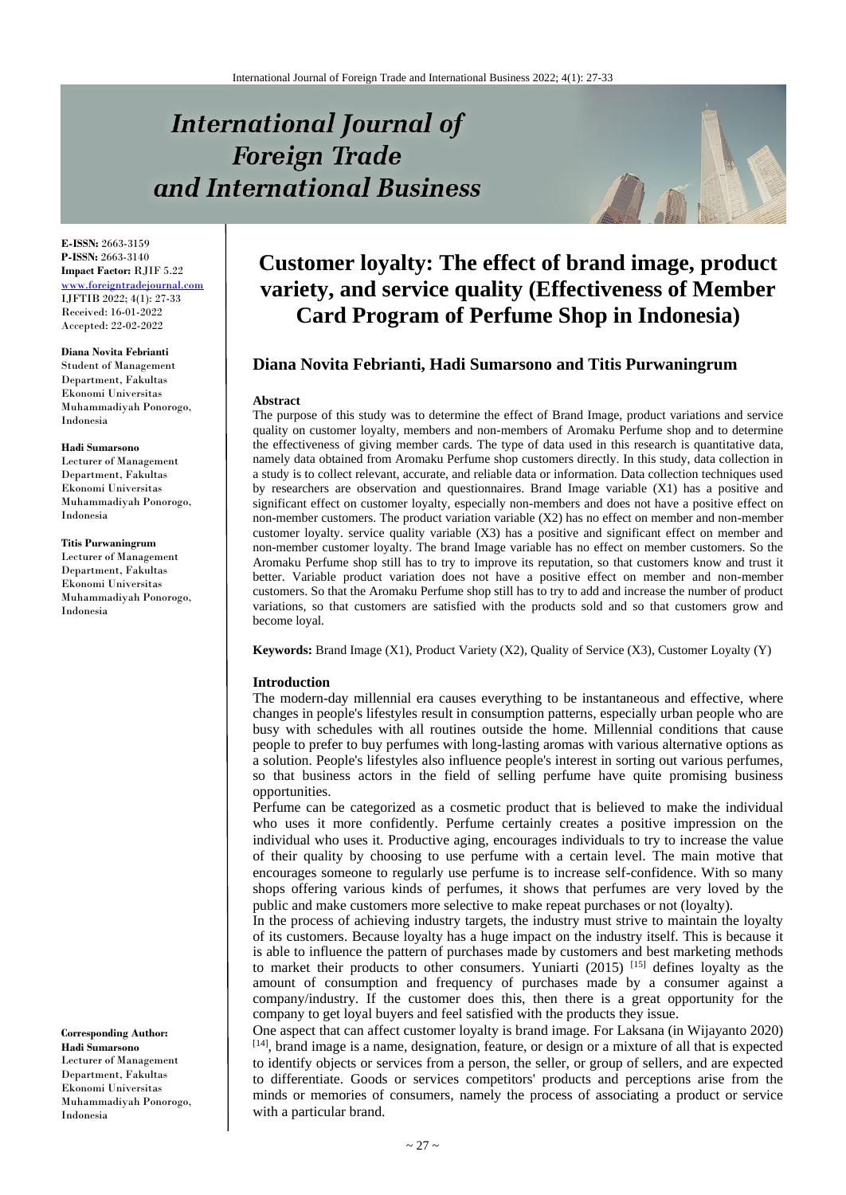# International Journal of Foreign Trade and International Business

**E-ISSN:** 2663-3159
**P-ISSN:** 2663-3140
**Impact Factor:** RJIF 5.22
www.foreigntradejournal.com
IJFTIB 2022; 4(1): 27-33
Received: 16-01-2022
Accepted: 22-02-2022

**Diana Novita Febrianti**
Student of Management Department, Fakultas Ekonomi Universitas Muhammadiyah Ponorogo, Indonesia

**Hadi Sumarsono**
Lecturer of Management Department, Fakultas Ekonomi Universitas Muhammadiyah Ponorogo, Indonesia

**Titis Purwaningrum**
Lecturer of Management Department, Fakultas Ekonomi Universitas Muhammadiyah Ponorogo, Indonesia

**Corresponding Author:**
**Hadi Sumarsono**
Lecturer of Management Department, Fakultas Ekonomi Universitas Muhammadiyah Ponorogo, Indonesia

# Customer loyalty: The effect of brand image, product variety, and service quality (Effectiveness of Member Card Program of Perfume Shop in Indonesia)

## Diana Novita Febrianti, Hadi Sumarsono and Titis Purwaningrum

### Abstract

The purpose of this study was to determine the effect of Brand Image, product variations and service quality on customer loyalty, members and non-members of Aromaku Perfume shop and to determine the effectiveness of giving member cards. The type of data used in this research is quantitative data, namely data obtained from Aromaku Perfume shop customers directly. In this study, data collection in a study is to collect relevant, accurate, and reliable data or information. Data collection techniques used by researchers are observation and questionnaires. Brand Image variable (X1) has a positive and significant effect on customer loyalty, especially non-members and does not have a positive effect on non-member customers. The product variation variable (X2) has no effect on member and non-member customer loyalty. service quality variable (X3) has a positive and significant effect on member and non-member customer loyalty. The brand Image variable has no effect on member customers. So the Aromaku Perfume shop still has to try to improve its reputation, so that customers know and trust it better. Variable product variation does not have a positive effect on member and non-member customers. So that the Aromaku Perfume shop still has to try to add and increase the number of product variations, so that customers are satisfied with the products sold and so that customers grow and become loyal.

**Keywords:** Brand Image (X1), Product Variety (X2), Quality of Service (X3), Customer Loyalty (Y)

### Introduction

The modern-day millennial era causes everything to be instantaneous and effective, where changes in people's lifestyles result in consumption patterns, especially urban people who are busy with schedules with all routines outside the home. Millennial conditions that cause people to prefer to buy perfumes with long-lasting aromas with various alternative options as a solution. People's lifestyles also influence people's interest in sorting out various perfumes, so that business actors in the field of selling perfume have quite promising business opportunities.

Perfume can be categorized as a cosmetic product that is believed to make the individual who uses it more confidently. Perfume certainly creates a positive impression on the individual who uses it. Productive aging, encourages individuals to try to increase the value of their quality by choosing to use perfume with a certain level. The main motive that encourages someone to regularly use perfume is to increase self-confidence. With so many shops offering various kinds of perfumes, it shows that perfumes are very loved by the public and make customers more selective to make repeat purchases or not (loyalty).

In the process of achieving industry targets, the industry must strive to maintain the loyalty of its customers. Because loyalty has a huge impact on the industry itself. This is because it is able to influence the pattern of purchases made by customers and best marketing methods to market their products to other consumers. Yuniarti (2015) [15] defines loyalty as the amount of consumption and frequency of purchases made by a consumer against a company/industry. If the customer does this, then there is a great opportunity for the company to get loyal buyers and feel satisfied with the products they issue.

One aspect that can affect customer loyalty is brand image. For Laksana (in Wijayanto 2020) [14], brand image is a name, designation, feature, or design or a mixture of all that is expected to identify objects or services from a person, the seller, or group of sellers, and are expected to differentiate. Goods or services competitors' products and perceptions arise from the minds or memories of consumers, namely the process of associating a product or service with a particular brand.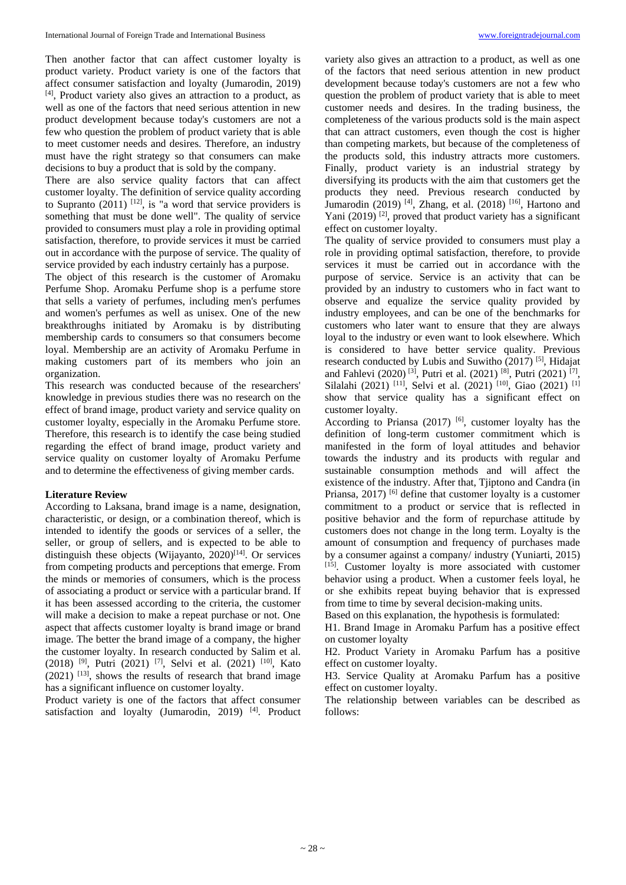Then another factor that can affect customer loyalty is product variety. Product variety is one of the factors that affect consumer satisfaction and loyalty (Jumarodin, 2019) [4], Product variety also gives an attraction to a product, as well as one of the factors that need serious attention in new product development because today's customers are not a few who question the problem of product variety that is able to meet customer needs and desires. Therefore, an industry must have the right strategy so that consumers can make decisions to buy a product that is sold by the company.

There are also service quality factors that can affect customer loyalty. The definition of service quality according to Supranto (2011) [12], is "a word that service providers is something that must be done well". The quality of service provided to consumers must play a role in providing optimal satisfaction, therefore, to provide services it must be carried out in accordance with the purpose of service. The quality of service provided by each industry certainly has a purpose.

The object of this research is the customer of Aromaku Perfume Shop. Aromaku Perfume shop is a perfume store that sells a variety of perfumes, including men's perfumes and women's perfumes as well as unisex. One of the new breakthroughs initiated by Aromaku is by distributing membership cards to consumers so that consumers become loyal. Membership are an activity of Aromaku Perfume in making customers part of its members who join an organization.

This research was conducted because of the researchers' knowledge in previous studies there was no research on the effect of brand image, product variety and service quality on customer loyalty, especially in the Aromaku Perfume store. Therefore, this research is to identify the case being studied regarding the effect of brand image, product variety and service quality on customer loyalty of Aromaku Perfume and to determine the effectiveness of giving member cards.

**Literature Review**

According to Laksana, brand image is a name, designation, characteristic, or design, or a combination thereof, which is intended to identify the goods or services of a seller, the seller, or group of sellers, and is expected to be able to distinguish these objects (Wijayanto, 2020)[14]. Or services from competing products and perceptions that emerge. From the minds or memories of consumers, which is the process of associating a product or service with a particular brand. If it has been assessed according to the criteria, the customer will make a decision to make a repeat purchase or not. One aspect that affects customer loyalty is brand image or brand image. The better the brand image of a company, the higher the customer loyalty. In research conducted by Salim et al. (2018) [9], Putri (2021) [7], Selvi et al. (2021) [10], Kato (2021) [13], shows the results of research that brand image has a significant influence on customer loyalty.

Product variety is one of the factors that affect consumer satisfaction and loyalty (Jumarodin, 2019) [4]. Product variety also gives an attraction to a product, as well as one of the factors that need serious attention in new product development because today's customers are not a few who question the problem of product variety that is able to meet customer needs and desires. In the trading business, the completeness of the various products sold is the main aspect that can attract customers, even though the cost is higher than competing markets, but because of the completeness of the products sold, this industry attracts more customers. Finally, product variety is an industrial strategy by diversifying its products with the aim that customers get the products they need. Previous research conducted by Jumarodin (2019) [4], Zhang, et al. (2018) [16], Hartono and Yani (2019) [2], proved that product variety has a significant effect on customer loyalty.

The quality of service provided to consumers must play a role in providing optimal satisfaction, therefore, to provide services it must be carried out in accordance with the purpose of service. Service is an activity that can be provided by an industry to customers who in fact want to observe and equalize the service quality provided by industry employees, and can be one of the benchmarks for customers who later want to ensure that they are always loyal to the industry or even want to look elsewhere. Which is considered to have better service quality. Previous research conducted by Lubis and Suwitho (2017) [5], Hidajat and Fahlevi (2020) [3], Putri et al. (2021) [8], Putri (2021) [7], Silalahi (2021) [11], Selvi et al. (2021) [10], Giao (2021) [1] show that service quality has a significant effect on customer loyalty.

According to Priansa (2017) [6], customer loyalty has the definition of long-term customer commitment which is manifested in the form of loyal attitudes and behavior towards the industry and its products with regular and sustainable consumption methods and will affect the existence of the industry. After that, Tjiptono and Candra (in Priansa, 2017) [6] define that customer loyalty is a customer commitment to a product or service that is reflected in positive behavior and the form of repurchase attitude by customers does not change in the long term. Loyalty is the amount of consumption and frequency of purchases made by a consumer against a company/ industry (Yuniarti, 2015) [15]. Customer loyalty is more associated with customer behavior using a product. When a customer feels loyal, he or she exhibits repeat buying behavior that is expressed from time to time by several decision-making units.

Based on this explanation, the hypothesis is formulated:

H1. Brand Image in Aromaku Parfum has a positive effect on customer loyalty

H2. Product Variety in Aromaku Parfum has a positive effect on customer loyalty.

H3. Service Quality at Aromaku Parfum has a positive effect on customer loyalty.

The relationship between variables can be described as follows: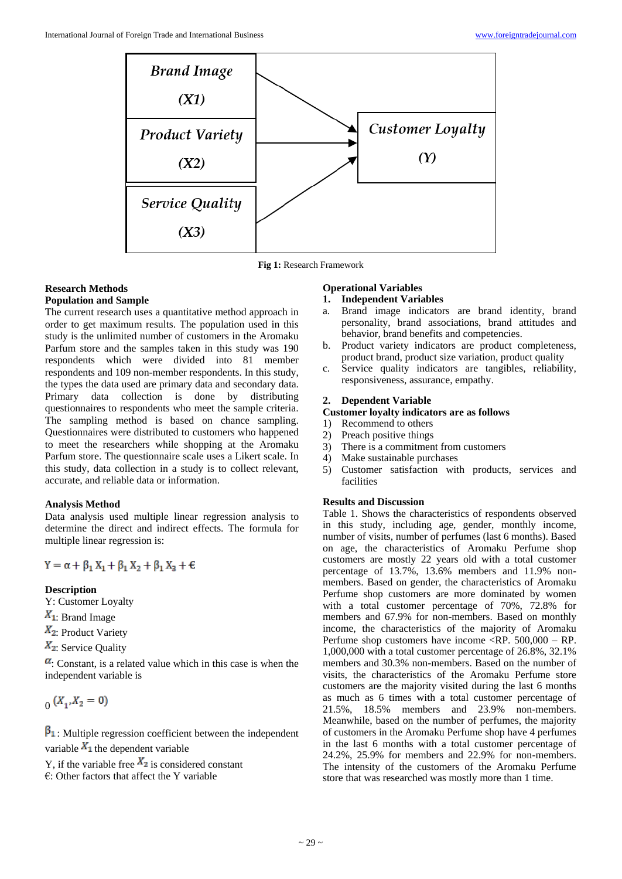Brand Image (X1)

Product Variety (X2)

Service Quality (X3)

Customer Loyalty (Y)

**Fig 1:** Research Framework

### Research Methods

#### Population and Sample

The current research uses a quantitative method approach in order to get maximum results. The population used in this study is the unlimited number of customers in the Aromaku Parfum store and the samples taken in this study was 190 respondents which were divided into 81 member respondents and 109 non-member respondents. In this study, the types the data used are primary data and secondary data. Primary data collection is done by distributing questionnaires to respondents who meet the sample criteria. The sampling method is based on chance sampling. Questionnaires were distributed to customers who happened to meet the researchers while shopping at the Aromaku Parfum store. The questionnaire scale uses a Likert scale. In this study, data collection in a study is to collect relevant, accurate, and reliable data or information.

#### Analysis Method

Data analysis used multiple linear regression analysis to determine the direct and indirect effects. The formula for multiple linear regression is:

$$Y = \alpha + \beta_1 X_1 + \beta_1 X_2 + \beta_1 X_3 + \epsilon$$

**Description**

Y: Customer Loyalty

$X_1$: Brand Image

$X_2$: Product Variety

$X_2$: Service Quality

$\alpha$: Constant, is a related value which in this case is when the independent variable is

$_0 (X_1, X_2 = 0)$

$\beta_1$: Multiple regression coefficient between the independent variable $X_1$ the dependent variable

Y, if the variable free $X_2$ is considered constant

€: Other factors that affect the Y variable

### Operational Variables

1. **Independent Variables**
   a. Brand image indicators are brand identity, brand personality, brand associations, brand attitudes and behavior, brand benefits and competencies.
   b. Product variety indicators are product completeness, product brand, product size variation, product quality
   c. Service quality indicators are tangibles, reliability, responsiveness, assurance, empathy.

2. **Dependent Variable**

**Customer loyalty indicators are as follows**

1) Recommend to others
2) Preach positive things
3) There is a commitment from customers
4) Make sustainable purchases
5) Customer satisfaction with products, services and facilities

### Results and Discussion

Table 1. Shows the characteristics of respondents observed in this study, including age, gender, monthly income, number of visits, number of perfumes (last 6 months). Based on age, the characteristics of Aromaku Perfume shop customers are mostly 22 years old with a total customer percentage of 13.7%, 13.6% members and 11.9% non-members. Based on gender, the characteristics of Aromaku Perfume shop customers are more dominated by women with a total customer percentage of 70%, 72.8% for members and 67.9% for non-members. Based on monthly income, the characteristics of the majority of Aromaku Perfume shop customers have income <RP. 500,000 – RP. 1,000,000 with a total customer percentage of 26.8%, 32.1% members and 30.3% non-members. Based on the number of visits, the characteristics of the Aromaku Perfume store customers are the majority visited during the last 6 months as much as 6 times with a total customer percentage of 21.5%, 18.5% members and 23.9% non-members. Meanwhile, based on the number of perfumes, the majority of customers in the Aromaku Perfume shop have 4 perfumes in the last 6 months with a total customer percentage of 24.2%, 25.9% for members and 22.9% for non-members. The intensity of the customers of the Aromaku Perfume store that was researched was mostly more than 1 time.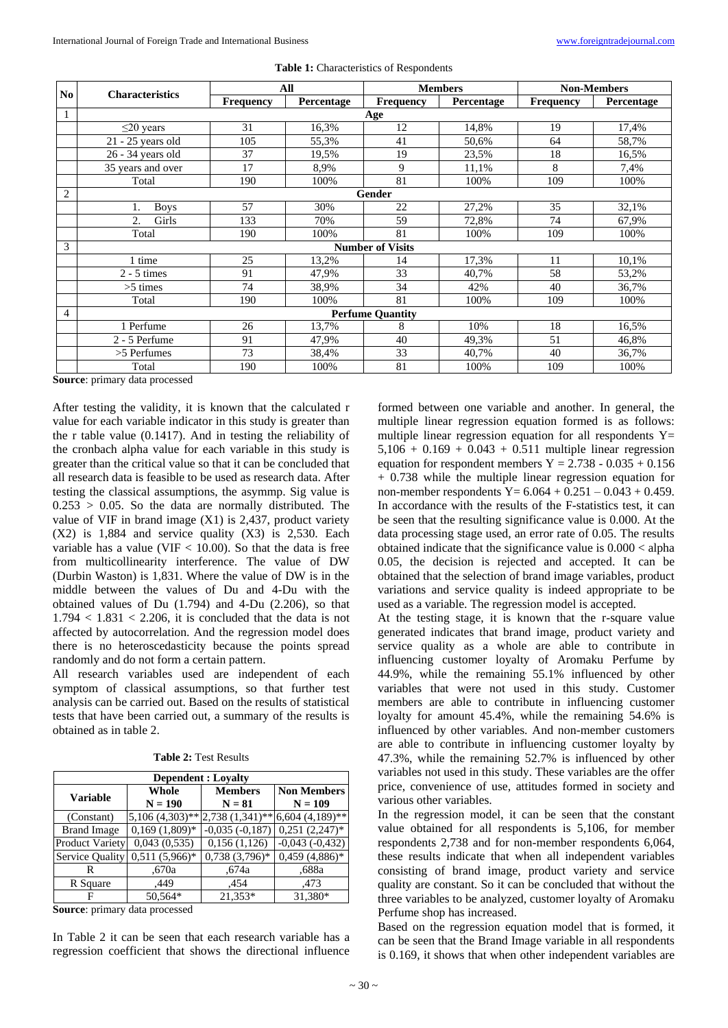**Table 1:** Characteristics of Respondents

| No | Characteristics | All | | Members | | Non-Members | |
|---|---|---|---|---|---|---|---|
| | | Frequency | Percentage | Frequency | Percentage | Frequency | Percentage |
| 1 | **Age** | | | | | | |
| | ≤20 years | 31 | 16,3% | 12 | 14,8% | 19 | 17,4% |
| | 21 - 25 years old | 105 | 55,3% | 41 | 50,6% | 64 | 58,7% |
| | 26 - 34 years old | 37 | 19,5% | 19 | 23,5% | 18 | 16,5% |
| | 35 years and over | 17 | 8,9% | 9 | 11,1% | 8 | 7,4% |
| | Total | 190 | 100% | 81 | 100% | 109 | 100% |
| 2 | **Gender** | | | | | | |
| | 1. Boys | 57 | 30% | 22 | 27,2% | 35 | 32,1% |
| | 2. Girls | 133 | 70% | 59 | 72,8% | 74 | 67,9% |
| | Total | 190 | 100% | 81 | 100% | 109 | 100% |
| 3 | **Number of Visits** | | | | | | |
| | 1 time | 25 | 13,2% | 14 | 17,3% | 11 | 10,1% |
| | 2 - 5 times | 91 | 47,9% | 33 | 40,7% | 58 | 53,2% |
| | >5 times | 74 | 38,9% | 34 | 42% | 40 | 36,7% |
| | Total | 190 | 100% | 81 | 100% | 109 | 100% |
| 4 | **Perfume Quantity** | | | | | | |
| | 1 Perfume | 26 | 13,7% | 8 | 10% | 18 | 16,5% |
| | 2 - 5 Perfume | 91 | 47,9% | 40 | 49,3% | 51 | 46,8% |
| | >5 Perfumes | 73 | 38,4% | 33 | 40,7% | 40 | 36,7% |
| | Total | 190 | 100% | 81 | 100% | 109 | 100% |

**Source**: primary data processed

After testing the validity, it is known that the calculated r value for each variable indicator in this study is greater than the r table value (0.1417). And in testing the reliability of the cronbach alpha value for each variable in this study is greater than the critical value so that it can be concluded that all research data is feasible to be used as research data. After testing the classical assumptions, the asymmp. Sig value is $0.253 > 0.05$. So the data are normally distributed. The value of VIF in brand image (X1) is 2,437, product variety (X2) is 1,884 and service quality (X3) is 2,530. Each variable has a value (VIF < 10.00). So that the data is free from multicollinearity interference. The value of DW (Durbin Waston) is 1,831. Where the value of DW is in the middle between the values of Du and 4-Du with the obtained values of Du (1.794) and 4-Du (2.206), so that $1.794 < 1.831 < 2.206$, it is concluded that the data is not affected by autocorrelation. And the regression model does there is no heteroscedasticity because the points spread randomly and do not form a certain pattern.

All research variables used are independent of each symptom of classical assumptions, so that further test analysis can be carried out. Based on the results of statistical tests that have been carried out, a summary of the results is obtained as in table 2.

**Table 2:** Test Results

| Variable | Dependent : Loyalty | | |
|---|---|---|---|
| | Whole N = 190 | Members N = 81 | Non Members N = 109 |
| (Constant) | 5,106 (4,303)** | 2,738 (1,341)** | 6,604 (4,189)** |
| Brand Image | 0,169 (1,809)* | -0,035 (-0,187) | 0,251 (2,247)* |
| Product Variety | 0,043 (0,535) | 0,156 (1,126) | -0,043 (-0,432) |
| Service Quality | 0,511 (5,966)* | 0,738 (3,796)* | 0,459 (4,886)* |
| R | ,670a | ,674a | ,688a |
| R Square | ,449 | ,454 | ,473 |
| F | 50,564* | 21,353* | 31,380* |

**Source**: primary data processed

In Table 2 it can be seen that each research variable has a regression coefficient that shows the directional influence formed between one variable and another. In general, the multiple linear regression equation formed is as follows: multiple linear regression equation for all respondents Y= 5,106 + 0.169 + 0.043 + 0.511 multiple linear regression equation for respondent members Y = 2.738 - 0.035 + 0.156 + 0.738 while the multiple linear regression equation for non-member respondents Y= 6.064 + 0.251 – 0.043 + 0.459. In accordance with the results of the F-statistics test, it can be seen that the resulting significance value is 0.000. At the data processing stage used, an error rate of 0.05. The results obtained indicate that the significance value is 0.000 < alpha 0.05, the decision is rejected and accepted. It can be obtained that the selection of brand image variables, product variations and service quality is indeed appropriate to be used as a variable. The regression model is accepted.

At the testing stage, it is known that the r-square value generated indicates that brand image, product variety and service quality as a whole are able to contribute in influencing customer loyalty of Aromaku Perfume by 44.9%, while the remaining 55.1% influenced by other variables that were not used in this study. Customer members are able to contribute in influencing customer loyalty for amount 45.4%, while the remaining 54.6% is influenced by other variables. And non-member customers are able to contribute in influencing customer loyalty by 47.3%, while the remaining 52.7% is influenced by other variables not used in this study. These variables are the offer price, convenience of use, attitudes formed in society and various other variables.

In the regression model, it can be seen that the constant value obtained for all respondents is 5,106, for member respondents 2,738 and for non-member respondents 6,064, these results indicate that when all independent variables consisting of brand image, product variety and service quality are constant. So it can be concluded that without the three variables to be analyzed, customer loyalty of Aromaku Perfume shop has increased.

Based on the regression equation model that is formed, it can be seen that the Brand Image variable in all respondents is 0.169, it shows that when other independent variables are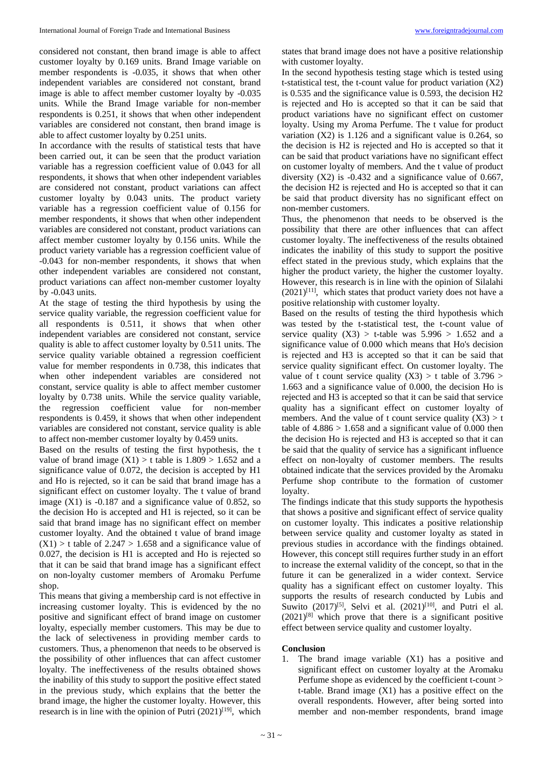considered not constant, then brand image is able to affect customer loyalty by 0.169 units. Brand Image variable on member respondents is -0.035, it shows that when other independent variables are considered not constant, brand image is able to affect member customer loyalty by -0.035 units. While the Brand Image variable for non-member respondents is 0.251, it shows that when other independent variables are considered not constant, then brand image is able to affect customer loyalty by 0.251 units.

In accordance with the results of statistical tests that have been carried out, it can be seen that the product variation variable has a regression coefficient value of 0.043 for all respondents, it shows that when other independent variables are considered not constant, product variations can affect customer loyalty by 0.043 units. The product variety variable has a regression coefficient value of 0.156 for member respondents, it shows that when other independent variables are considered not constant, product variations can affect member customer loyalty by 0.156 units. While the product variety variable has a regression coefficient value of -0.043 for non-member respondents, it shows that when other independent variables are considered not constant, product variations can affect non-member customer loyalty by -0.043 units.

At the stage of testing the third hypothesis by using the service quality variable, the regression coefficient value for all respondents is 0.511, it shows that when other independent variables are considered not constant, service quality is able to affect customer loyalty by 0.511 units. The service quality variable obtained a regression coefficient value for member respondents in 0.738, this indicates that when other independent variables are considered not constant, service quality is able to affect member customer loyalty by 0.738 units. While the service quality variable, the regression coefficient value for non-member respondents is 0.459, it shows that when other independent variables are considered not constant, service quality is able to affect non-member customer loyalty by 0.459 units.

Based on the results of testing the first hypothesis, the t value of brand image (X1) > t table is 1.809 > 1.652 and a significance value of 0.072, the decision is accepted by H1 and Ho is rejected, so it can be said that brand image has a significant effect on customer loyalty. The t value of brand image (X1) is -0.187 and a significance value of 0.852, so the decision Ho is accepted and H1 is rejected, so it can be said that brand image has no significant effect on member customer loyalty. And the obtained t value of brand image (X1) > t table of 2.247 > 1.658 and a significance value of 0.027, the decision is H1 is accepted and Ho is rejected so that it can be said that brand image has a significant effect on non-loyalty customer members of Aromaku Perfume shop.

This means that giving a membership card is not effective in increasing customer loyalty. This is evidenced by the no positive and significant effect of brand image on customer loyalty, especially member customers. This may be due to the lack of selectiveness in providing member cards to customers. Thus, a phenomenon that needs to be observed is the possibility of other influences that can affect customer loyalty. The ineffectiveness of the results obtained shows the inability of this study to support the positive effect stated in the previous study, which explains that the better the brand image, the higher the customer loyalty. However, this research is in line with the opinion of Putri (2021)[19], which states that brand image does not have a positive relationship with customer loyalty.

In the second hypothesis testing stage which is tested using t-statistical test, the t-count value for product variation (X2) is 0.535 and the significance value is 0.593, the decision H2 is rejected and Ho is accepted so that it can be said that product variations have no significant effect on customer loyalty. Using my Aroma Perfume. The t value for product variation (X2) is 1.126 and a significant value is 0.264, so the decision is H2 is rejected and Ho is accepted so that it can be said that product variations have no significant effect on customer loyalty of members. And the t value of product diversity (X2) is -0.432 and a significance value of 0.667, the decision H2 is rejected and Ho is accepted so that it can be said that product diversity has no significant effect on non-member customers.

Thus, the phenomenon that needs to be observed is the possibility that there are other influences that can affect customer loyalty. The ineffectiveness of the results obtained indicates the inability of this study to support the positive effect stated in the previous study, which explains that the higher the product variety, the higher the customer loyalty. However, this research is in line with the opinion of Silalahi (2021)[11], which states that product variety does not have a positive relationship with customer loyalty.

Based on the results of testing the third hypothesis which was tested by the t-statistical test, the t-count value of service quality (X3) > t-table was 5.996 > 1.652 and a significance value of 0.000 which means that Ho's decision is rejected and H3 is accepted so that it can be said that service quality significant effect. On customer loyalty. The value of t count service quality (X3) > t table of 3.796 > 1.663 and a significance value of 0.000, the decision Ho is rejected and H3 is accepted so that it can be said that service quality has a significant effect on customer loyalty of members. And the value of t count service quality (X3) > t table of 4.886 > 1.658 and a significant value of 0.000 then the decision Ho is rejected and H3 is accepted so that it can be said that the quality of service has a significant influence effect on non-loyalty of customer members. The results obtained indicate that the services provided by the Aromaku Perfume shop contribute to the formation of customer loyalty.

The findings indicate that this study supports the hypothesis that shows a positive and significant effect of service quality on customer loyalty. This indicates a positive relationship between service quality and customer loyalty as stated in previous studies in accordance with the findings obtained. However, this concept still requires further study in an effort to increase the external validity of the concept, so that in the future it can be generalized in a wider context. Service quality has a significant effect on customer loyalty. This supports the results of research conducted by Lubis and Suwito (2017)[5], Selvi et al. (2021)[10], and Putri el al. (2021)[8] which prove that there is a significant positive effect between service quality and customer loyalty.

## Conclusion

1. The brand image variable (X1) has a positive and significant effect on customer loyalty at the Aromaku Perfume shope as evidenced by the coefficient t-count > t-table. Brand image (X1) has a positive effect on the overall respondents. However, after being sorted into member and non-member respondents, brand image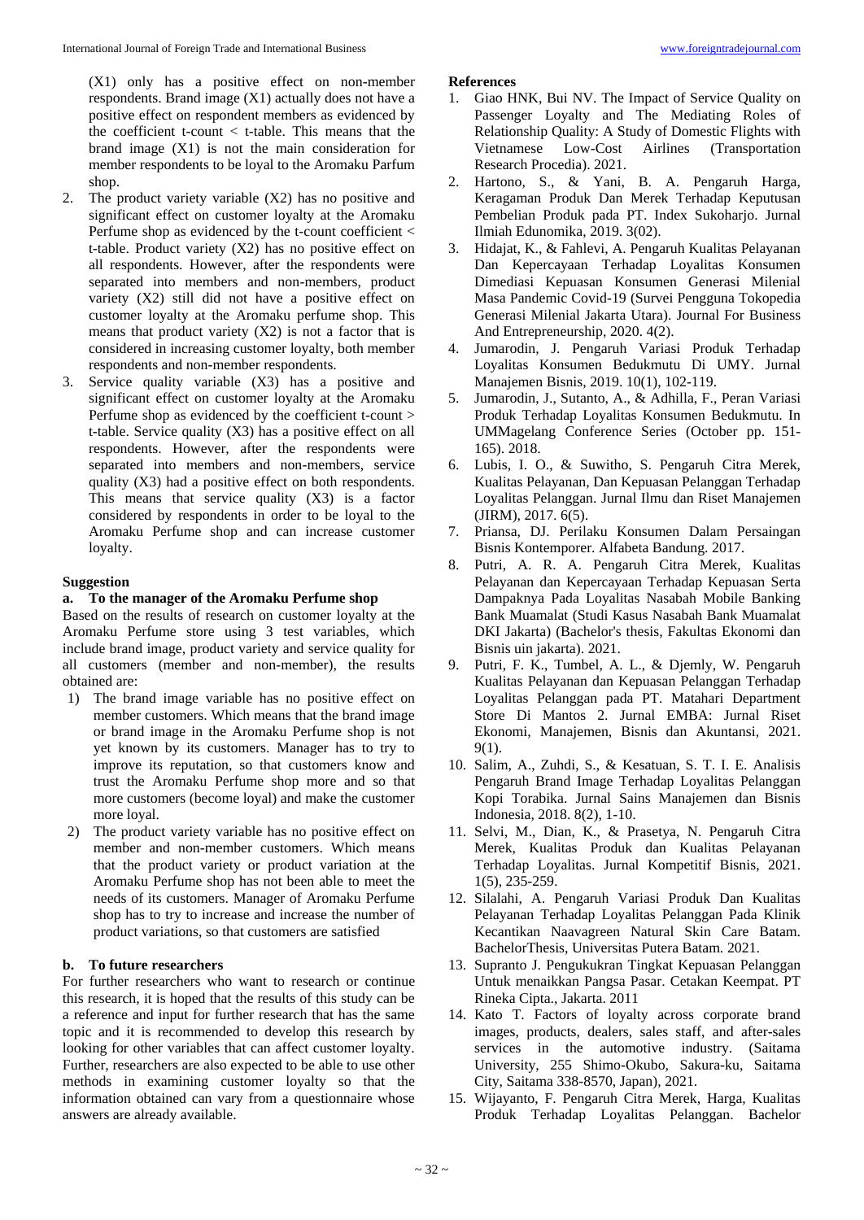(X1) only has a positive effect on non-member respondents. Brand image (X1) actually does not have a positive effect on respondent members as evidenced by the coefficient t-count < t-table. This means that the brand image (X1) is not the main consideration for member respondents to be loyal to the Aromaku Parfum shop.

2. The product variety variable (X2) has no positive and significant effect on customer loyalty at the Aromaku Perfume shop as evidenced by the t-count coefficient < t-table. Product variety (X2) has no positive effect on all respondents. However, after the respondents were separated into members and non-members, product variety (X2) still did not have a positive effect on customer loyalty at the Aromaku perfume shop. This means that product variety (X2) is not a factor that is considered in increasing customer loyalty, both member respondents and non-member respondents.
3. Service quality variable (X3) has a positive and significant effect on customer loyalty at the Aromaku Perfume shop as evidenced by the coefficient t-count > t-table. Service quality (X3) has a positive effect on all respondents. However, after the respondents were separated into members and non-members, service quality (X3) had a positive effect on both respondents. This means that service quality (X3) is a factor considered by respondents in order to be loyal to the Aromaku Perfume shop and can increase customer loyalty.

## Suggestion

### a. To the manager of the Aromaku Perfume shop

Based on the results of research on customer loyalty at the Aromaku Perfume store using 3 test variables, which include brand image, product variety and service quality for all customers (member and non-member), the results obtained are:

1) The brand image variable has no positive effect on member customers. Which means that the brand image or brand image in the Aromaku Perfume shop is not yet known by its customers. Manager has to try to improve its reputation, so that customers know and trust the Aromaku Perfume shop more and so that more customers (become loyal) and make the customer more loyal.
2) The product variety variable has no positive effect on member and non-member customers. Which means that the product variety or product variation at the Aromaku Perfume shop has not been able to meet the needs of its customers. Manager of Aromaku Perfume shop has to try to increase and increase the number of product variations, so that customers are satisfied

### b. To future researchers

For further researchers who want to research or continue this research, it is hoped that the results of this study can be a reference and input for further research that has the same topic and it is recommended to develop this research by looking for other variables that can affect customer loyalty. Further, researchers are also expected to be able to use other methods in examining customer loyalty so that the information obtained can vary from a questionnaire whose answers are already available.

## References

1. Giao HNK, Bui NV. The Impact of Service Quality on Passenger Loyalty and The Mediating Roles of Relationship Quality: A Study of Domestic Flights with Vietnamese Low-Cost Airlines (Transportation Research Procedia). 2021.
2. Hartono, S., & Yani, B. A. Pengaruh Harga, Keragaman Produk Dan Merek Terhadap Keputusan Pembelian Produk pada PT. Index Sukoharjo. Jurnal Ilmiah Edunomika, 2019. 3(02).
3. Hidajat, K., & Fahlevi, A. Pengaruh Kualitas Pelayanan Dan Kepercayaan Terhadap Loyalitas Konsumen Dimediasi Kepuasan Konsumen Generasi Milenial Masa Pandemic Covid-19 (Survei Pengguna Tokopedia Generasi Milenial Jakarta Utara). Journal For Business And Entrepreneurship, 2020. 4(2).
4. Jumarodin, J. Pengaruh Variasi Produk Terhadap Loyalitas Konsumen Bedukmutu Di UMY. Jurnal Manajemen Bisnis, 2019. 10(1), 102-119.
5. Jumarodin, J., Sutanto, A., & Adhilla, F., Peran Variasi Produk Terhadap Loyalitas Konsumen Bedukmutu. In UMMagelang Conference Series (October pp. 151-165). 2018.
6. Lubis, I. O., & Suwitho, S. Pengaruh Citra Merek, Kualitas Pelayanan, Dan Kepuasan Pelanggan Terhadap Loyalitas Pelanggan. Jurnal Ilmu dan Riset Manajemen (JIRM), 2017. 6(5).
7. Priansa, DJ. Perilaku Konsumen Dalam Persaingan Bisnis Kontemporer. Alfabeta Bandung. 2017.
8. Putri, A. R. A. Pengaruh Citra Merek, Kualitas Pelayanan dan Kepercayaan Terhadap Kepuasan Serta Dampaknya Pada Loyalitas Nasabah Mobile Banking Bank Muamalat (Studi Kasus Nasabah Bank Muamalat DKI Jakarta) (Bachelor's thesis, Fakultas Ekonomi dan Bisnis uin jakarta). 2021.
9. Putri, F. K., Tumbel, A. L., & Djemly, W. Pengaruh Kualitas Pelayanan dan Kepuasan Pelanggan Terhadap Loyalitas Pelanggan pada PT. Matahari Department Store Di Mantos 2. Jurnal EMBA: Jurnal Riset Ekonomi, Manajemen, Bisnis dan Akuntansi, 2021. 9(1).
10. Salim, A., Zuhdi, S., & Kesatuan, S. T. I. E. Analisis Pengaruh Brand Image Terhadap Loyalitas Pelanggan Kopi Torabika. Jurnal Sains Manajemen dan Bisnis Indonesia, 2018. 8(2), 1-10.
11. Selvi, M., Dian, K., & Prasetya, N. Pengaruh Citra Merek, Kualitas Produk dan Kualitas Pelayanan Terhadap Loyalitas. Jurnal Kompetitif Bisnis, 2021. 1(5), 235-259.
12. Silalahi, A. Pengaruh Variasi Produk Dan Kualitas Pelayanan Terhadap Loyalitas Pelanggan Pada Klinik Kecantikan Naavagreen Natural Skin Care Batam. BachelorThesis, Universitas Putera Batam. 2021.
13. Supranto J. Pengukukran Tingkat Kepuasan Pelanggan Untuk menaikkan Pangsa Pasar. Cetakan Keempat. PT Rineka Cipta., Jakarta. 2011
14. Kato T. Factors of loyalty across corporate brand images, products, dealers, sales staff, and after-sales services in the automotive industry. (Saitama University, 255 Shimo-Okubo, Sakura-ku, Saitama City, Saitama 338-8570, Japan), 2021.
15. Wijayanto, F. Pengaruh Citra Merek, Harga, Kualitas Produk Terhadap Loyalitas Pelanggan. Bachelor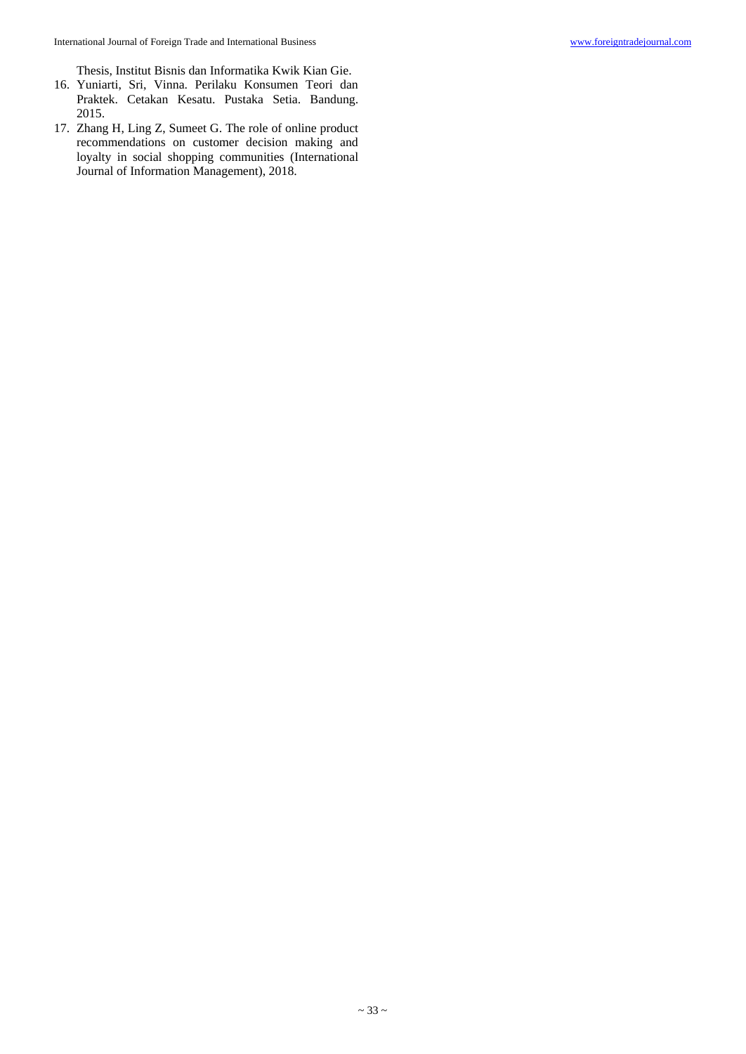Thesis, Institut Bisnis dan Informatika Kwik Kian Gie.

16. Yuniarti, Sri, Vinna. Perilaku Konsumen Teori dan Praktek. Cetakan Kesatu. Pustaka Setia. Bandung. 2015.
17. Zhang H, Ling Z, Sumeet G. The role of online product recommendations on customer decision making and loyalty in social shopping communities (International Journal of Information Management), 2018.